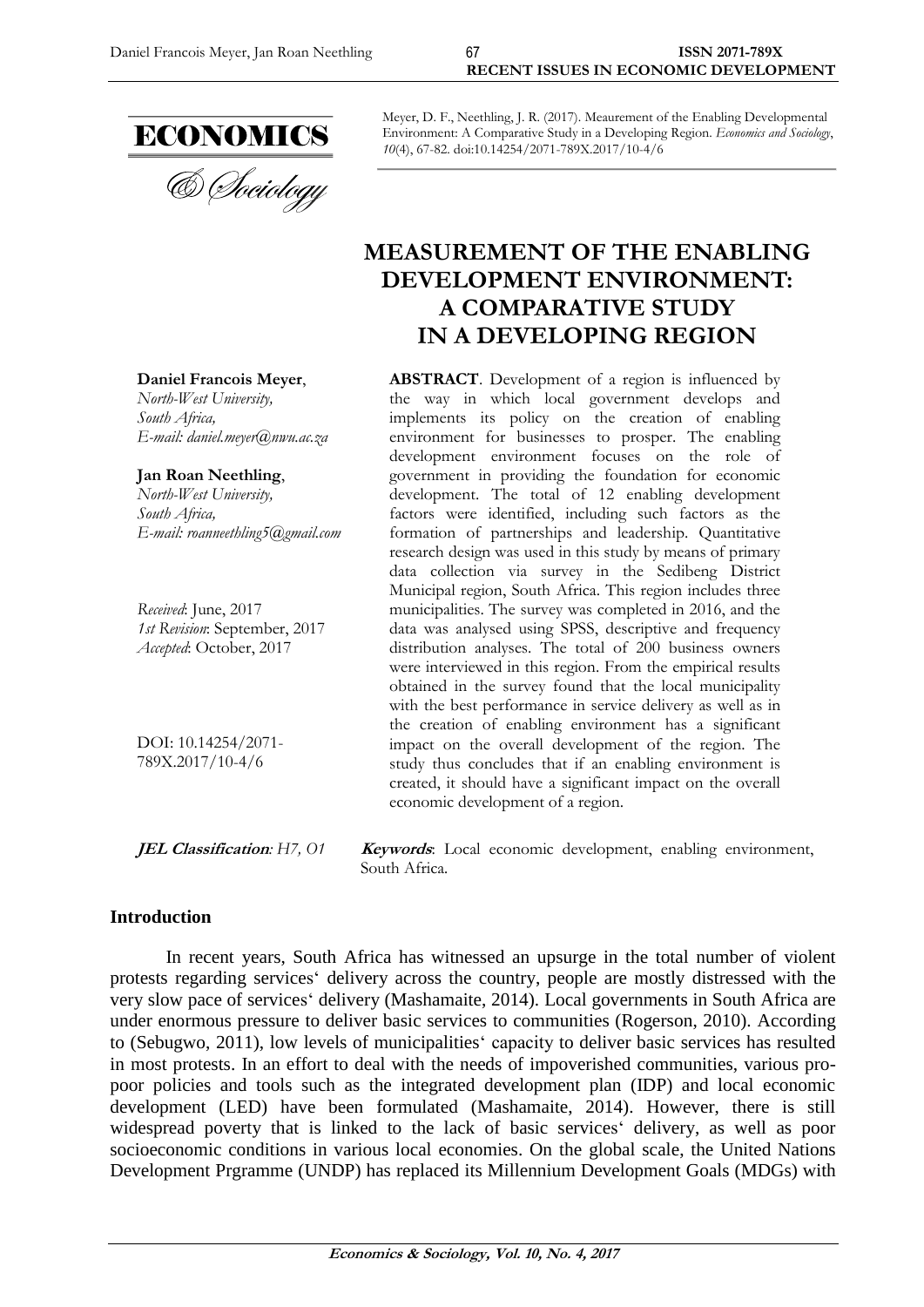Meyer, D. F., Neethling, J. R. (2017). Meaurement of the Enabling Developmental Environment: A Comparative Study in a Developing Region. *Economics and Sociology*, *10*(4), 67-82. doi:10.14254/2071-789X.2017/10-4/6

# MEASUREMENT OF THE ENABLING DEVELOPMENT ENVIRONMENT: A COMPARATIVE STUDY IN A DEVELOPING REGION

**Daniel Francois Meyer**,
*North-West University,*
*South Africa,*
*E-mail: daniel.meyer@nwu.ac.za*

**Jan Roan Neethling**,
*North-West University,*
*South Africa,*
*E-mail: roanneethling5@gmail.com*

*Received*: June, 2017
*1st Revision*: September, 2017
*Accepted*: October, 2017

DOI: 10.14254/2071-789X.2017/10-4/6

**ABSTRACT**. Development of a region is influenced by the way in which local government develops and implements its policy on the creation of enabling environment for businesses to prosper. The enabling development environment focuses on the role of government in providing the foundation for economic development. The total of 12 enabling development factors were identified, including such factors as the formation of partnerships and leadership. Quantitative research design was used in this study by means of primary data collection via survey in the Sedibeng District Municipal region, South Africa. This region includes three municipalities. The survey was completed in 2016, and the data was analysed using SPSS, descriptive and frequency distribution analyses. The total of 200 business owners were interviewed in this region. From the empirical results obtained in the survey found that the local municipality with the best performance in service delivery as well as in the creation of enabling environment has a significant impact on the overall development of the region. The study thus concludes that if an enabling environment is created, it should have a significant impact on the overall economic development of a region.

***JEL Classification**: H7, O1*

***Keywords***: Local economic development, enabling environment, South Africa.

## Introduction

In recent years, South Africa has witnessed an upsurge in the total number of violent protests regarding services' delivery across the country, people are mostly distressed with the very slow pace of services' delivery (Mashamaite, 2014). Local governments in South Africa are under enormous pressure to deliver basic services to communities (Rogerson, 2010). According to (Sebugwo, 2011), low levels of municipalities' capacity to deliver basic services has resulted in most protests. In an effort to deal with the needs of impoverished communities, various pro-poor policies and tools such as the integrated development plan (IDP) and local economic development (LED) have been formulated (Mashamaite, 2014). However, there is still widespread poverty that is linked to the lack of basic services' delivery, as well as poor socioeconomic conditions in various local economies. On the global scale, the United Nations Development Prgramme (UNDP) has replaced its Millennium Development Goals (MDGs) with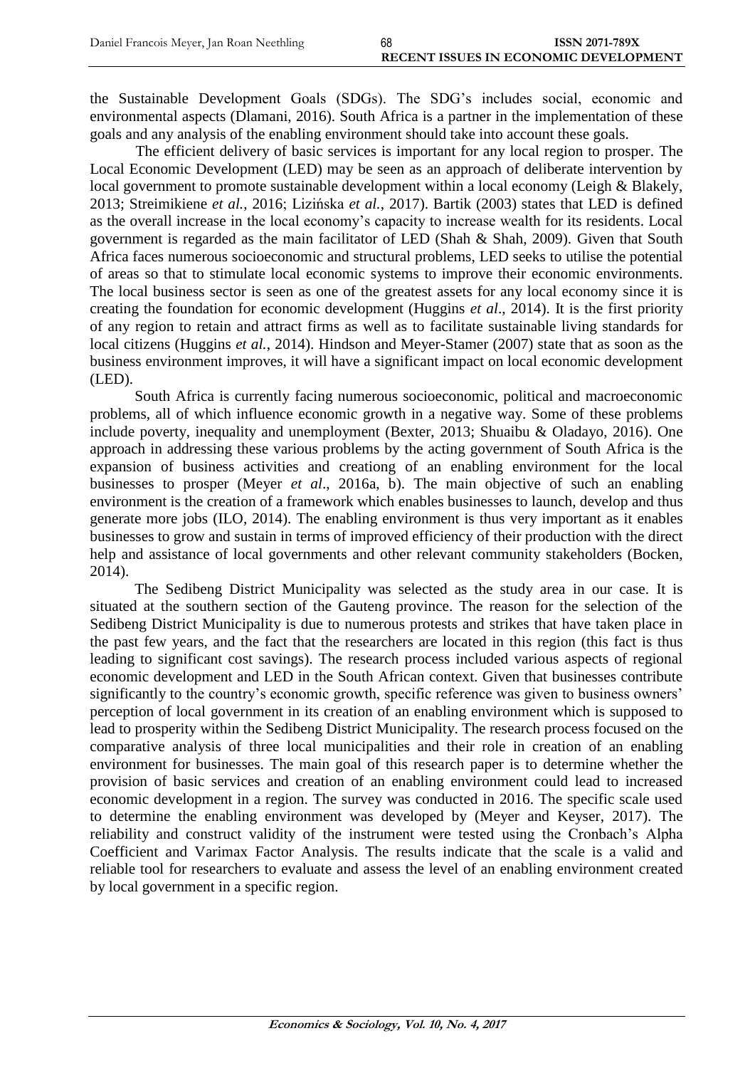the Sustainable Development Goals (SDGs). The SDG's includes social, economic and environmental aspects (Dlamani, 2016). South Africa is a partner in the implementation of these goals and any analysis of the enabling environment should take into account these goals.

The efficient delivery of basic services is important for any local region to prosper. The Local Economic Development (LED) may be seen as an approach of deliberate intervention by local government to promote sustainable development within a local economy (Leigh & Blakely, 2013; Streimikiene *et al.*, 2016; Lizińska *et al.*, 2017). Bartik (2003) states that LED is defined as the overall increase in the local economy's capacity to increase wealth for its residents. Local government is regarded as the main facilitator of LED (Shah & Shah, 2009). Given that South Africa faces numerous socioeconomic and structural problems, LED seeks to utilise the potential of areas so that to stimulate local economic systems to improve their economic environments. The local business sector is seen as one of the greatest assets for any local economy since it is creating the foundation for economic development (Huggins *et al*., 2014). It is the first priority of any region to retain and attract firms as well as to facilitate sustainable living standards for local citizens (Huggins *et al.*, 2014). Hindson and Meyer-Stamer (2007) state that as soon as the business environment improves, it will have a significant impact on local economic development (LED).

South Africa is currently facing numerous socioeconomic, political and macroeconomic problems, all of which influence economic growth in a negative way. Some of these problems include poverty, inequality and unemployment (Bexter, 2013; Shuaibu & Oladayo, 2016). One approach in addressing these various problems by the acting government of South Africa is the expansion of business activities and creationg of an enabling environment for the local businesses to prosper (Meyer *et al*., 2016a, b). The main objective of such an enabling environment is the creation of a framework which enables businesses to launch, develop and thus generate more jobs (ILO, 2014). The enabling environment is thus very important as it enables businesses to grow and sustain in terms of improved efficiency of their production with the direct help and assistance of local governments and other relevant community stakeholders (Bocken, 2014).

The Sedibeng District Municipality was selected as the study area in our case. It is situated at the southern section of the Gauteng province. The reason for the selection of the Sedibeng District Municipality is due to numerous protests and strikes that have taken place in the past few years, and the fact that the researchers are located in this region (this fact is thus leading to significant cost savings). The research process included various aspects of regional economic development and LED in the South African context. Given that businesses contribute significantly to the country's economic growth, specific reference was given to business owners' perception of local government in its creation of an enabling environment which is supposed to lead to prosperity within the Sedibeng District Municipality. The research process focused on the comparative analysis of three local municipalities and their role in creation of an enabling environment for businesses. The main goal of this research paper is to determine whether the provision of basic services and creation of an enabling environment could lead to increased economic development in a region. The survey was conducted in 2016. The specific scale used to determine the enabling environment was developed by (Meyer and Keyser, 2017). The reliability and construct validity of the instrument were tested using the Cronbach's Alpha Coefficient and Varimax Factor Analysis. The results indicate that the scale is a valid and reliable tool for researchers to evaluate and assess the level of an enabling environment created by local government in a specific region.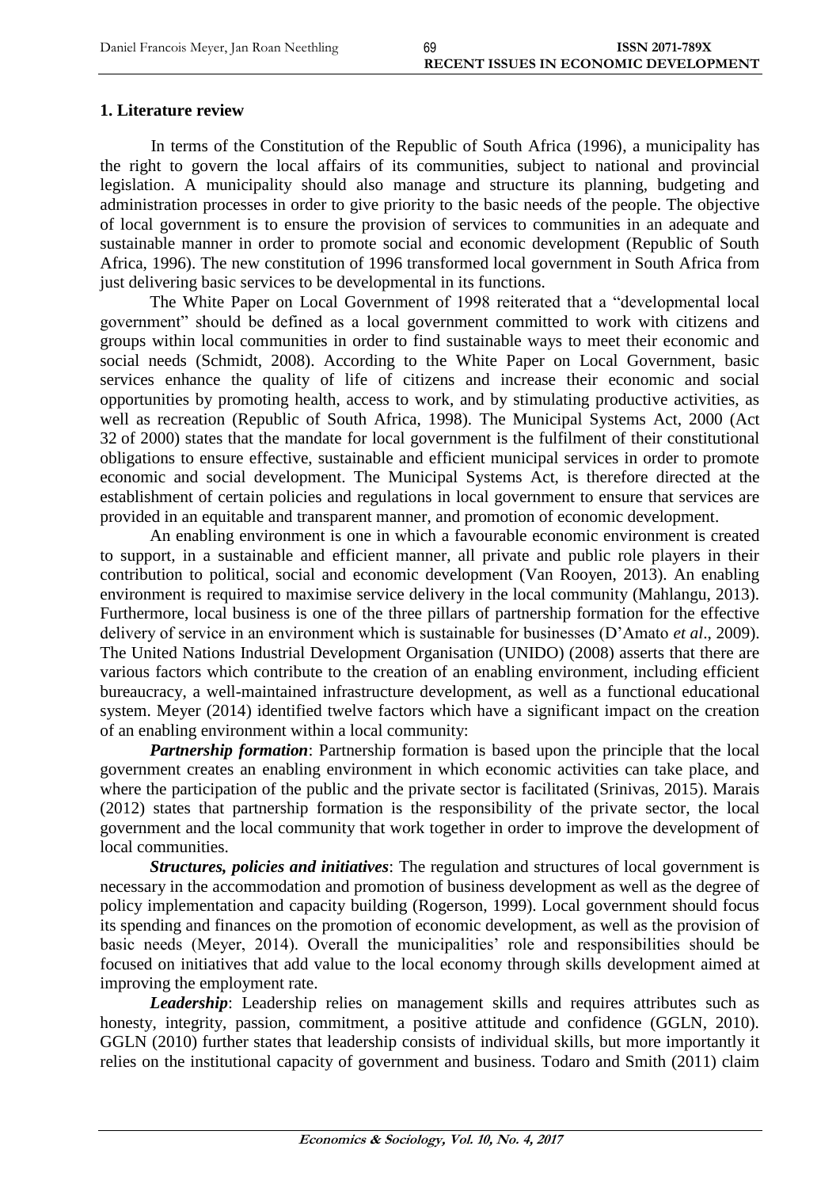## 1. Literature review

In terms of the Constitution of the Republic of South Africa (1996), a municipality has the right to govern the local affairs of its communities, subject to national and provincial legislation. A municipality should also manage and structure its planning, budgeting and administration processes in order to give priority to the basic needs of the people. The objective of local government is to ensure the provision of services to communities in an adequate and sustainable manner in order to promote social and economic development (Republic of South Africa, 1996). The new constitution of 1996 transformed local government in South Africa from just delivering basic services to be developmental in its functions.

The White Paper on Local Government of 1998 reiterated that a "developmental local government" should be defined as a local government committed to work with citizens and groups within local communities in order to find sustainable ways to meet their economic and social needs (Schmidt, 2008). According to the White Paper on Local Government, basic services enhance the quality of life of citizens and increase their economic and social opportunities by promoting health, access to work, and by stimulating productive activities, as well as recreation (Republic of South Africa, 1998). The Municipal Systems Act, 2000 (Act 32 of 2000) states that the mandate for local government is the fulfilment of their constitutional obligations to ensure effective, sustainable and efficient municipal services in order to promote economic and social development. The Municipal Systems Act, is therefore directed at the establishment of certain policies and regulations in local government to ensure that services are provided in an equitable and transparent manner, and promotion of economic development.

An enabling environment is one in which a favourable economic environment is created to support, in a sustainable and efficient manner, all private and public role players in their contribution to political, social and economic development (Van Rooyen, 2013). An enabling environment is required to maximise service delivery in the local community (Mahlangu, 2013). Furthermore, local business is one of the three pillars of partnership formation for the effective delivery of service in an environment which is sustainable for businesses (D'Amato *et al*., 2009). The United Nations Industrial Development Organisation (UNIDO) (2008) asserts that there are various factors which contribute to the creation of an enabling environment, including efficient bureaucracy, a well-maintained infrastructure development, as well as a functional educational system. Meyer (2014) identified twelve factors which have a significant impact on the creation of an enabling environment within a local community:

***Partnership formation***: Partnership formation is based upon the principle that the local government creates an enabling environment in which economic activities can take place, and where the participation of the public and the private sector is facilitated (Srinivas, 2015). Marais (2012) states that partnership formation is the responsibility of the private sector, the local government and the local community that work together in order to improve the development of local communities.

***Structures, policies and initiatives***: The regulation and structures of local government is necessary in the accommodation and promotion of business development as well as the degree of policy implementation and capacity building (Rogerson, 1999). Local government should focus its spending and finances on the promotion of economic development, as well as the provision of basic needs (Meyer, 2014). Overall the municipalities' role and responsibilities should be focused on initiatives that add value to the local economy through skills development aimed at improving the employment rate.

***Leadership***: Leadership relies on management skills and requires attributes such as honesty, integrity, passion, commitment, a positive attitude and confidence (GGLN, 2010). GGLN (2010) further states that leadership consists of individual skills, but more importantly it relies on the institutional capacity of government and business. Todaro and Smith (2011) claim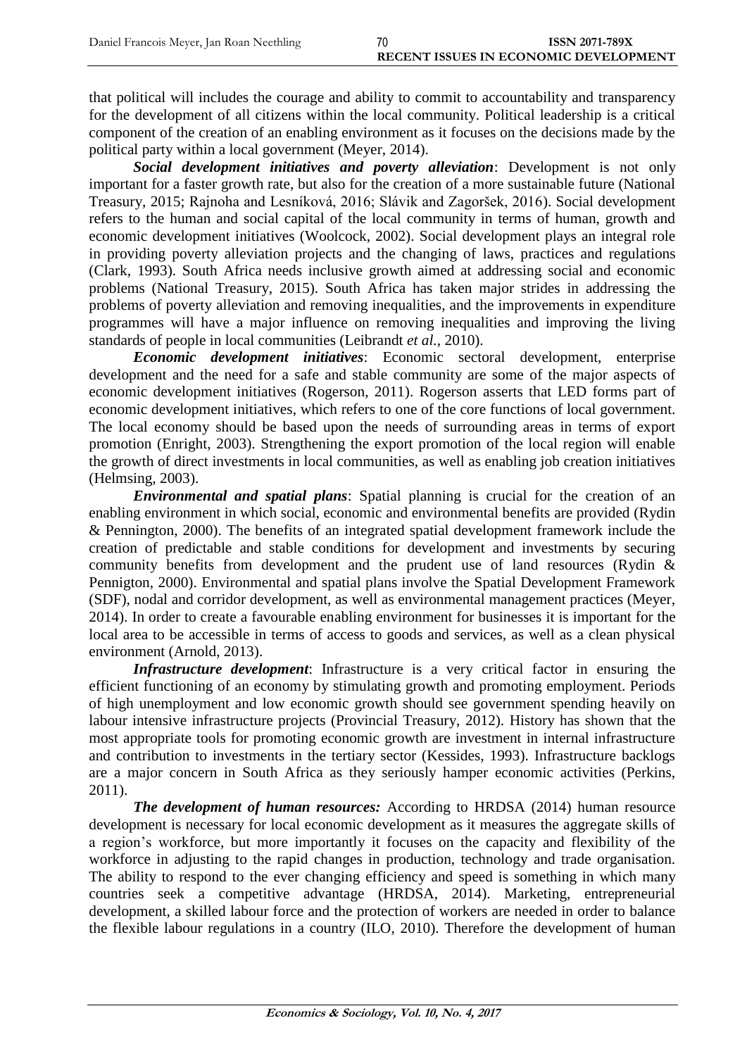that political will includes the courage and ability to commit to accountability and transparency for the development of all citizens within the local community. Political leadership is a critical component of the creation of an enabling environment as it focuses on the decisions made by the political party within a local government (Meyer, 2014).

***Social development initiatives and poverty alleviation***: Development is not only important for a faster growth rate, but also for the creation of a more sustainable future (National Treasury, 2015; Rajnoha and Lesníková, 2016; Slávik and Zagoršek, 2016). Social development refers to the human and social capital of the local community in terms of human, growth and economic development initiatives (Woolcock, 2002). Social development plays an integral role in providing poverty alleviation projects and the changing of laws, practices and regulations (Clark, 1993). South Africa needs inclusive growth aimed at addressing social and economic problems (National Treasury, 2015). South Africa has taken major strides in addressing the problems of poverty alleviation and removing inequalities, and the improvements in expenditure programmes will have a major influence on removing inequalities and improving the living standards of people in local communities (Leibrandt *et al.*, 2010).

***Economic development initiatives***: Economic sectoral development, enterprise development and the need for a safe and stable community are some of the major aspects of economic development initiatives (Rogerson, 2011). Rogerson asserts that LED forms part of economic development initiatives, which refers to one of the core functions of local government. The local economy should be based upon the needs of surrounding areas in terms of export promotion (Enright, 2003). Strengthening the export promotion of the local region will enable the growth of direct investments in local communities, as well as enabling job creation initiatives (Helmsing, 2003).

***Environmental and spatial plans***: Spatial planning is crucial for the creation of an enabling environment in which social, economic and environmental benefits are provided (Rydin & Pennington, 2000). The benefits of an integrated spatial development framework include the creation of predictable and stable conditions for development and investments by securing community benefits from development and the prudent use of land resources (Rydin & Pennigton, 2000). Environmental and spatial plans involve the Spatial Development Framework (SDF), nodal and corridor development, as well as environmental management practices (Meyer, 2014). In order to create a favourable enabling environment for businesses it is important for the local area to be accessible in terms of access to goods and services, as well as a clean physical environment (Arnold, 2013).

***Infrastructure development***: Infrastructure is a very critical factor in ensuring the efficient functioning of an economy by stimulating growth and promoting employment. Periods of high unemployment and low economic growth should see government spending heavily on labour intensive infrastructure projects (Provincial Treasury, 2012). History has shown that the most appropriate tools for promoting economic growth are investment in internal infrastructure and contribution to investments in the tertiary sector (Kessides, 1993). Infrastructure backlogs are a major concern in South Africa as they seriously hamper economic activities (Perkins, 2011).

***The development of human resources:*** According to HRDSA (2014) human resource development is necessary for local economic development as it measures the aggregate skills of a region's workforce, but more importantly it focuses on the capacity and flexibility of the workforce in adjusting to the rapid changes in production, technology and trade organisation. The ability to respond to the ever changing efficiency and speed is something in which many countries seek a competitive advantage (HRDSA, 2014). Marketing, entrepreneurial development, a skilled labour force and the protection of workers are needed in order to balance the flexible labour regulations in a country (ILO, 2010). Therefore the development of human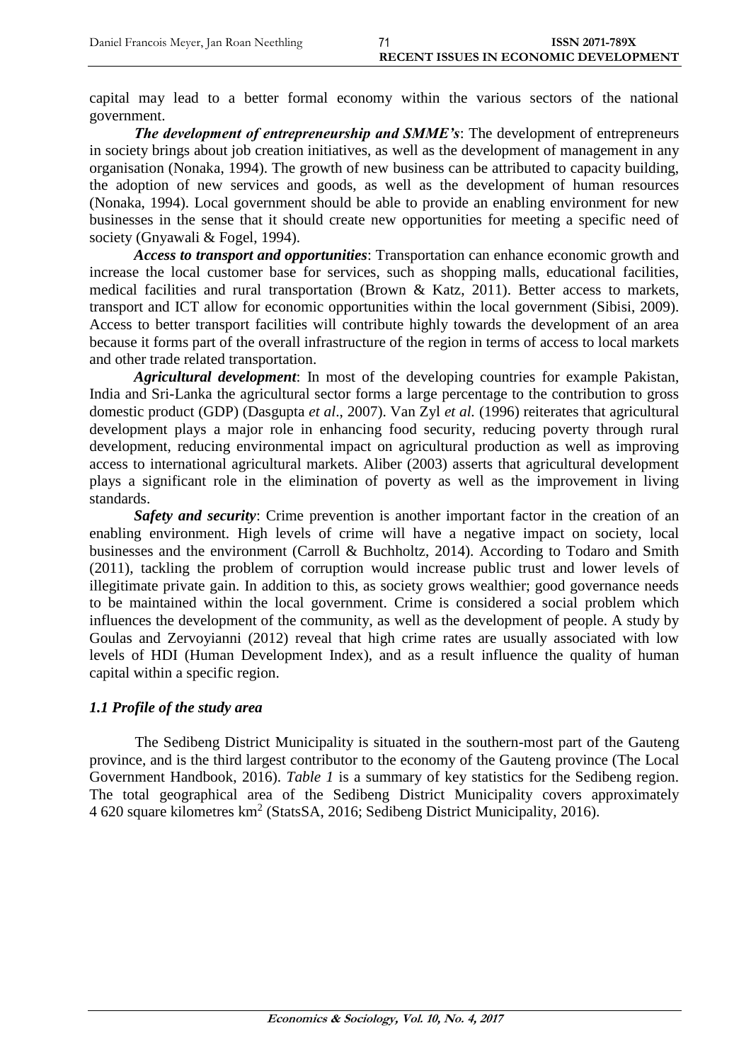capital may lead to a better formal economy within the various sectors of the national government.

***The development of entrepreneurship and SMME's***: The development of entrepreneurs in society brings about job creation initiatives, as well as the development of management in any organisation (Nonaka, 1994). The growth of new business can be attributed to capacity building, the adoption of new services and goods, as well as the development of human resources (Nonaka, 1994). Local government should be able to provide an enabling environment for new businesses in the sense that it should create new opportunities for meeting a specific need of society (Gnyawali & Fogel, 1994).

***Access to transport and opportunities***: Transportation can enhance economic growth and increase the local customer base for services, such as shopping malls, educational facilities, medical facilities and rural transportation (Brown & Katz, 2011). Better access to markets, transport and ICT allow for economic opportunities within the local government (Sibisi, 2009). Access to better transport facilities will contribute highly towards the development of an area because it forms part of the overall infrastructure of the region in terms of access to local markets and other trade related transportation.

***Agricultural development***: In most of the developing countries for example Pakistan, India and Sri-Lanka the agricultural sector forms a large percentage to the contribution to gross domestic product (GDP) (Dasgupta *et al*., 2007). Van Zyl *et al.* (1996) reiterates that agricultural development plays a major role in enhancing food security, reducing poverty through rural development, reducing environmental impact on agricultural production as well as improving access to international agricultural markets. Aliber (2003) asserts that agricultural development plays a significant role in the elimination of poverty as well as the improvement in living standards.

***Safety and security***: Crime prevention is another important factor in the creation of an enabling environment. High levels of crime will have a negative impact on society, local businesses and the environment (Carroll & Buchholtz, 2014). According to Todaro and Smith (2011), tackling the problem of corruption would increase public trust and lower levels of illegitimate private gain. In addition to this, as society grows wealthier; good governance needs to be maintained within the local government. Crime is considered a social problem which influences the development of the community, as well as the development of people. A study by Goulas and Zervoyianni (2012) reveal that high crime rates are usually associated with low levels of HDI (Human Development Index), and as a result influence the quality of human capital within a specific region.

### *1.1 Profile of the study area*

The Sedibeng District Municipality is situated in the southern-most part of the Gauteng province, and is the third largest contributor to the economy of the Gauteng province (The Local Government Handbook, 2016). *Table 1* is a summary of key statistics for the Sedibeng region. The total geographical area of the Sedibeng District Municipality covers approximately 4 620 square kilometres km$^2$ (StatsSA, 2016; Sedibeng District Municipality, 2016).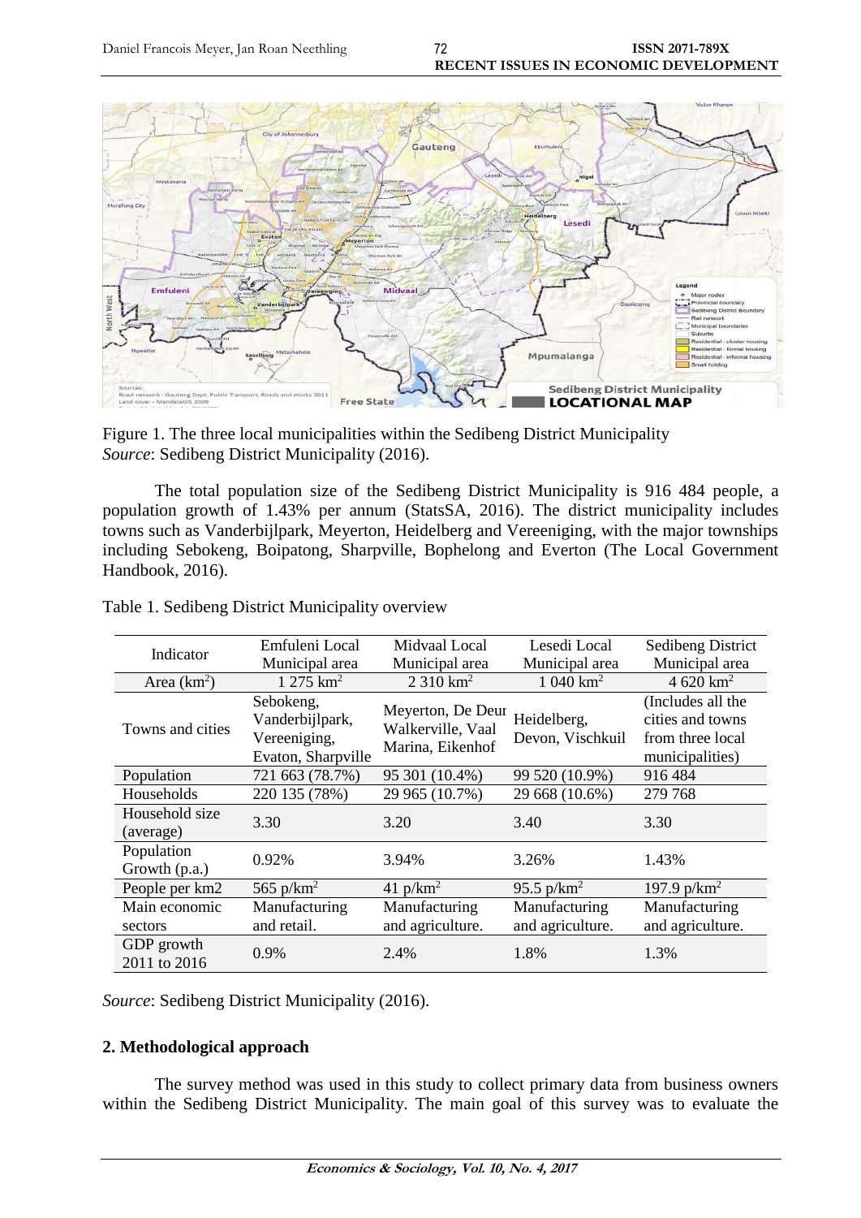Figure 1. The three local municipalities within the Sedibeng District Municipality
*Source*: Sedibeng District Municipality (2016).

The total population size of the Sedibeng District Municipality is 916 484 people, a population growth of 1.43% per annum (StatsSA, 2016). The district municipality includes towns such as Vanderbijlpark, Meyerton, Heidelberg and Vereeniging, with the major townships including Sebokeng, Boipatong, Sharpville, Bophelong and Everton (The Local Government Handbook, 2016).

Table 1. Sedibeng District Municipality overview

| Indicator | Emfuleni Local Municipal area | Midvaal Local Municipal area | Lesedi Local Municipal area | Sedibeng District Municipal area |
|---|---|---|---|---|
| Area (km$^2$) | 1 275 km$^2$ | 2 310 km$^2$ | 1 040 km$^2$ | 4 620 km$^2$ |
| Towns and cities | Sebokeng, Vanderbijlpark, Vereeniging, Evaton, Sharpville | Meyerton, De Deur Walkerville, Vaal Marina, Eikenhof | Heidelberg, Devon, Vischkuil | (Includes all the cities and towns from three local municipalities) |
| Population | 721 663 (78.7%) | 95 301 (10.4%) | 99 520 (10.9%) | 916 484 |
| Households | 220 135 (78%) | 29 965 (10.7%) | 29 668 (10.6%) | 279 768 |
| Household size (average) | 3.30 | 3.20 | 3.40 | 3.30 |
| Population Growth (p.a.) | 0.92% | 3.94% | 3.26% | 1.43% |
| People per km2 | 565 p/km$^2$ | 41 p/km$^2$ | 95.5 p/km$^2$ | 197.9 p/km$^2$ |
| Main economic sectors | Manufacturing and retail. | Manufacturing and agriculture. | Manufacturing and agriculture. | Manufacturing and agriculture. |
| GDP growth 2011 to 2016 | 0.9% | 2.4% | 1.8% | 1.3% |

*Source*: Sedibeng District Municipality (2016).

## 2. Methodological approach

The survey method was used in this study to collect primary data from business owners within the Sedibeng District Municipality. The main goal of this survey was to evaluate the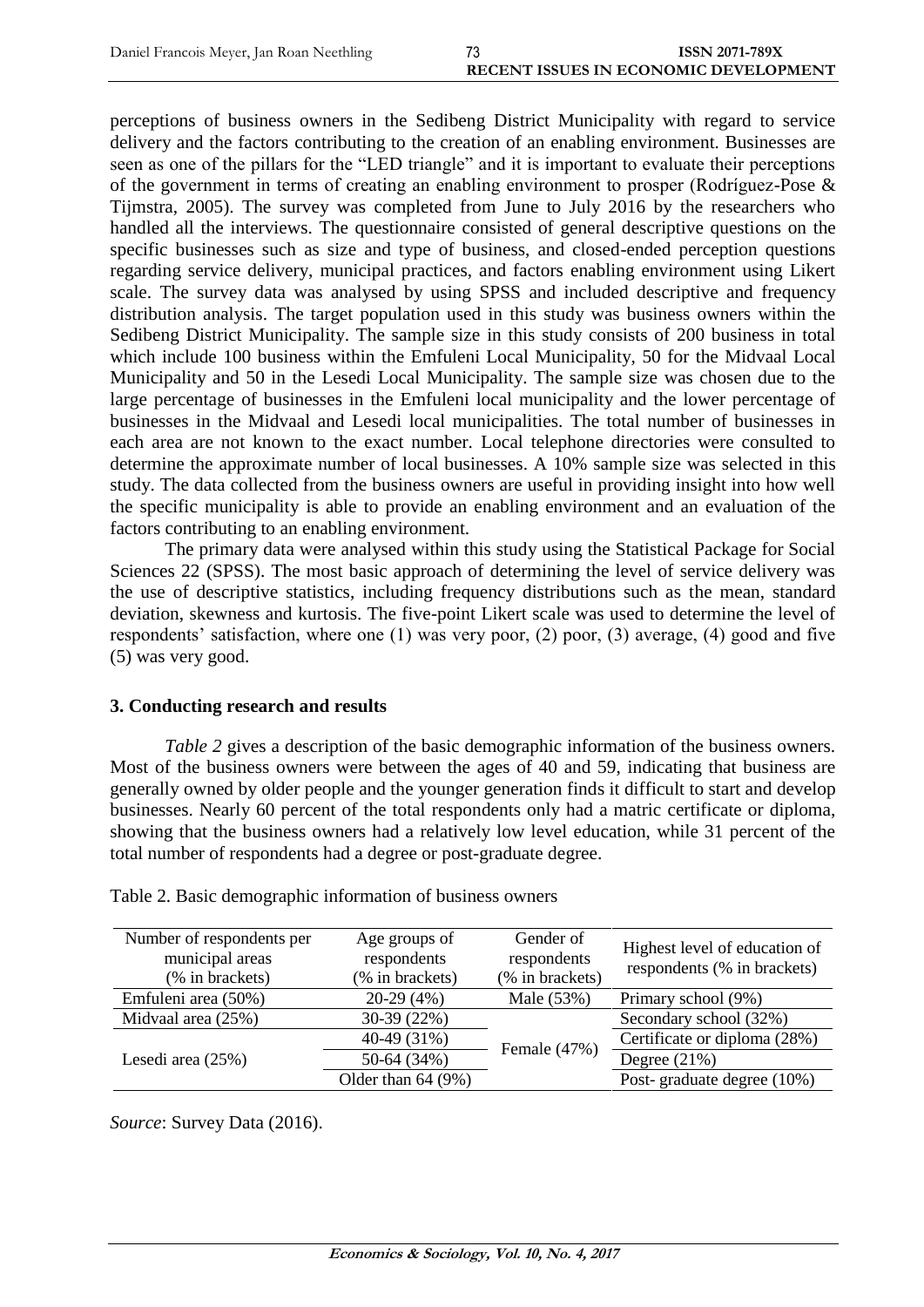perceptions of business owners in the Sedibeng District Municipality with regard to service delivery and the factors contributing to the creation of an enabling environment. Businesses are seen as one of the pillars for the "LED triangle" and it is important to evaluate their perceptions of the government in terms of creating an enabling environment to prosper (Rodríguez-Pose & Tijmstra, 2005). The survey was completed from June to July 2016 by the researchers who handled all the interviews. The questionnaire consisted of general descriptive questions on the specific businesses such as size and type of business, and closed-ended perception questions regarding service delivery, municipal practices, and factors enabling environment using Likert scale. The survey data was analysed by using SPSS and included descriptive and frequency distribution analysis. The target population used in this study was business owners within the Sedibeng District Municipality. The sample size in this study consists of 200 business in total which include 100 business within the Emfuleni Local Municipality, 50 for the Midvaal Local Municipality and 50 in the Lesedi Local Municipality. The sample size was chosen due to the large percentage of businesses in the Emfuleni local municipality and the lower percentage of businesses in the Midvaal and Lesedi local municipalities. The total number of businesses in each area are not known to the exact number. Local telephone directories were consulted to determine the approximate number of local businesses. A 10% sample size was selected in this study. The data collected from the business owners are useful in providing insight into how well the specific municipality is able to provide an enabling environment and an evaluation of the factors contributing to an enabling environment.

The primary data were analysed within this study using the Statistical Package for Social Sciences 22 (SPSS). The most basic approach of determining the level of service delivery was the use of descriptive statistics, including frequency distributions such as the mean, standard deviation, skewness and kurtosis. The five-point Likert scale was used to determine the level of respondents' satisfaction, where one (1) was very poor, (2) poor, (3) average, (4) good and five (5) was very good.

## 3. Conducting research and results

*Table 2* gives a description of the basic demographic information of the business owners. Most of the business owners were between the ages of 40 and 59, indicating that business are generally owned by older people and the younger generation finds it difficult to start and develop businesses. Nearly 60 percent of the total respondents only had a matric certificate or diploma, showing that the business owners had a relatively low level education, while 31 percent of the total number of respondents had a degree or post-graduate degree.

Table 2. Basic demographic information of business owners

| Number of respondents per municipal areas (% in brackets) | Age groups of respondents (% in brackets) | Gender of respondents (% in brackets) | Highest level of education of respondents (% in brackets) |
|---|---|---|---|
| Emfuleni area (50%) | 20-29 (4%) | Male (53%) | Primary school (9%) |
| Midvaal area (25%) | 30-39 (22%) | Female (47%) | Secondary school (32%) |
| Lesedi area (25%) | 40-49 (31%) | | Certificate or diploma (28%) |
| | 50-64 (34%) | | Degree (21%) |
| | Older than 64 (9%) | | Post- graduate degree (10%) |

*Source*: Survey Data (2016).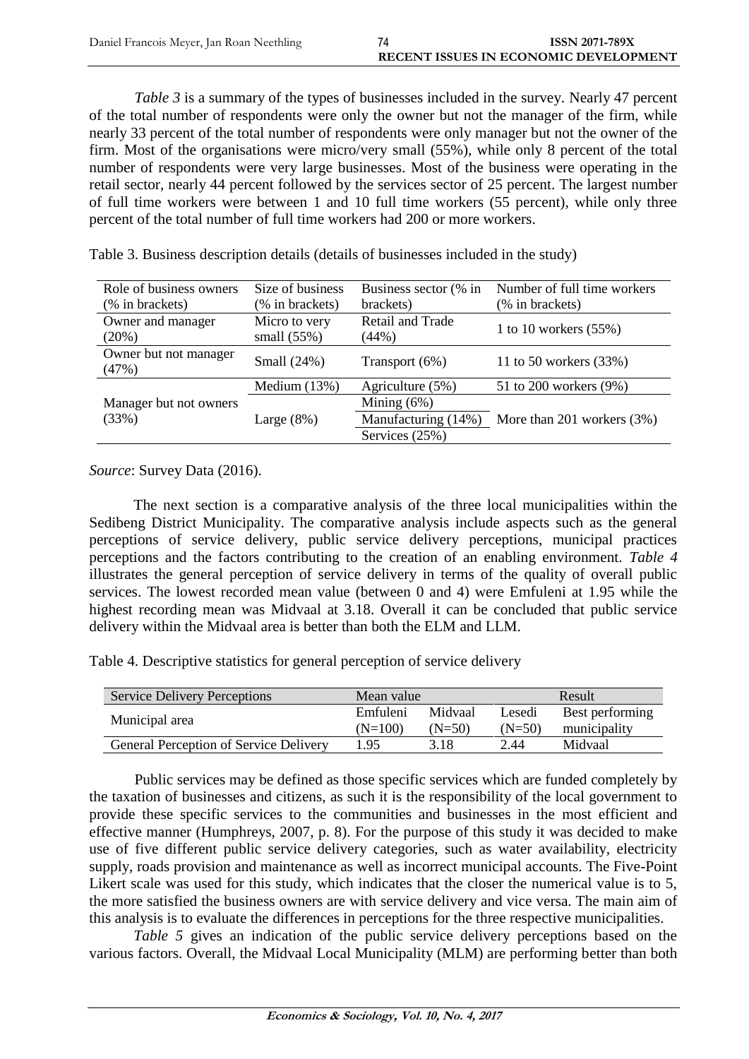*Table 3* is a summary of the types of businesses included in the survey. Nearly 47 percent of the total number of respondents were only the owner but not the manager of the firm, while nearly 33 percent of the total number of respondents were only manager but not the owner of the firm. Most of the organisations were micro/very small (55%), while only 8 percent of the total number of respondents were very large businesses. Most of the business were operating in the retail sector, nearly 44 percent followed by the services sector of 25 percent. The largest number of full time workers were between 1 and 10 full time workers (55 percent), while only three percent of the total number of full time workers had 200 or more workers.

Table 3. Business description details (details of businesses included in the study)

| Role of business owners (% in brackets) | Size of business (% in brackets) | Business sector (% in brackets) | Number of full time workers (% in brackets) |
|---|---|---|---|
| Owner and manager (20%) | Micro to very small (55%) | Retail and Trade (44%) | 1 to 10 workers (55%) |
| Owner but not manager (47%) | Small (24%) | Transport (6%) | 11 to 50 workers (33%) |
| Manager but not owners (33%) | Medium (13%) | Agriculture (5%) | 51 to 200 workers (9%) |
| | Large (8%) | Mining (6%) | More than 201 workers (3%) |
| | | Manufacturing (14%) | |
| | | Services (25%) | |

*Source*: Survey Data (2016).

The next section is a comparative analysis of the three local municipalities within the Sedibeng District Municipality. The comparative analysis include aspects such as the general perceptions of service delivery, public service delivery perceptions, municipal practices perceptions and the factors contributing to the creation of an enabling environment. *Table 4* illustrates the general perception of service delivery in terms of the quality of overall public services. The lowest recorded mean value (between 0 and 4) were Emfuleni at 1.95 while the highest recording mean was Midvaal at 3.18. Overall it can be concluded that public service delivery within the Midvaal area is better than both the ELM and LLM.

Table 4. Descriptive statistics for general perception of service delivery

| Service Delivery Perceptions | Mean value | | | Result |
|---|---|---|---|---|
| Municipal area | Emfuleni (N=100) | Midvaal (N=50) | Lesedi (N=50) | Best performing municipality |
| General Perception of Service Delivery | 1.95 | 3.18 | 2.44 | Midvaal |

Public services may be defined as those specific services which are funded completely by the taxation of businesses and citizens, as such it is the responsibility of the local government to provide these specific services to the communities and businesses in the most efficient and effective manner (Humphreys, 2007, p. 8). For the purpose of this study it was decided to make use of five different public service delivery categories, such as water availability, electricity supply, roads provision and maintenance as well as incorrect municipal accounts. The Five-Point Likert scale was used for this study, which indicates that the closer the numerical value is to 5, the more satisfied the business owners are with service delivery and vice versa. The main aim of this analysis is to evaluate the differences in perceptions for the three respective municipalities.

*Table 5* gives an indication of the public service delivery perceptions based on the various factors. Overall, the Midvaal Local Municipality (MLM) are performing better than both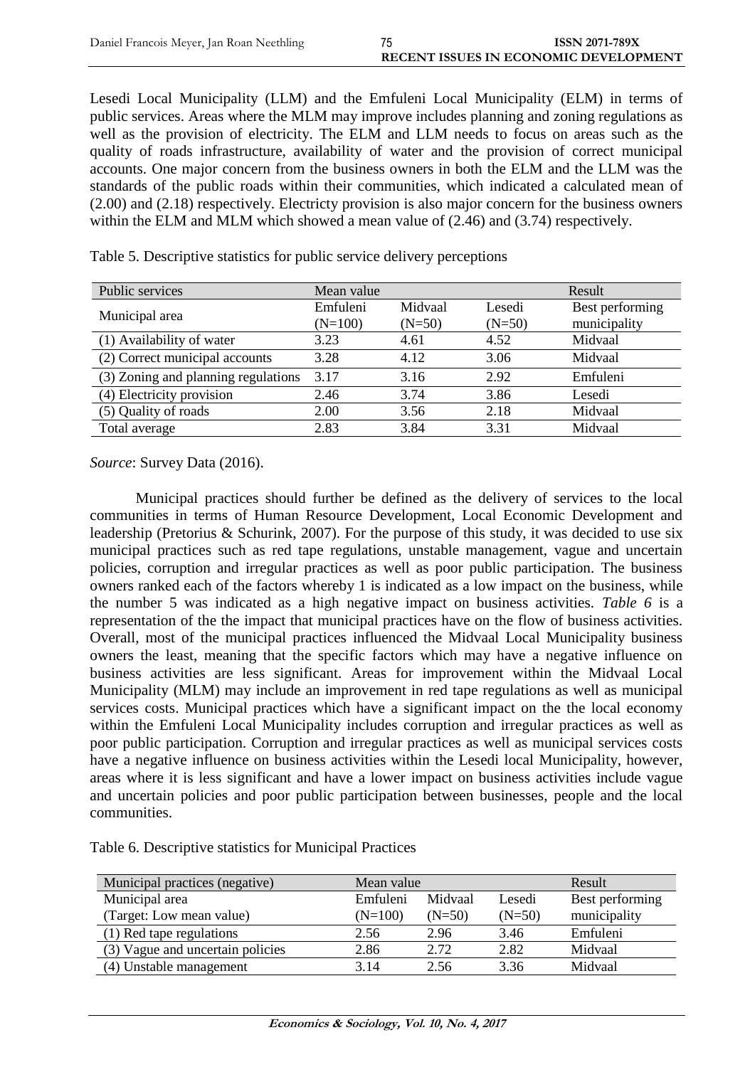Lesedi Local Municipality (LLM) and the Emfuleni Local Municipality (ELM) in terms of public services. Areas where the MLM may improve includes planning and zoning regulations as well as the provision of electricity. The ELM and LLM needs to focus on areas such as the quality of roads infrastructure, availability of water and the provision of correct municipal accounts. One major concern from the business owners in both the ELM and the LLM was the standards of the public roads within their communities, which indicated a calculated mean of (2.00) and (2.18) respectively. Electricty provision is also major concern for the business owners within the ELM and MLM which showed a mean value of (2.46) and (3.74) respectively.

Table 5. Descriptive statistics for public service delivery perceptions

| Public services | Mean value | | | Result |
|---|---|---|---|---|
| Municipal area | Emfuleni (N=100) | Midvaal (N=50) | Lesedi (N=50) | Best performing municipality |
| (1) Availability of water | 3.23 | 4.61 | 4.52 | Midvaal |
| (2) Correct municipal accounts | 3.28 | 4.12 | 3.06 | Midvaal |
| (3) Zoning and planning regulations | 3.17 | 3.16 | 2.92 | Emfuleni |
| (4) Electricity provision | 2.46 | 3.74 | 3.86 | Lesedi |
| (5) Quality of roads | 2.00 | 3.56 | 2.18 | Midvaal |
| Total average | 2.83 | 3.84 | 3.31 | Midvaal |

*Source*: Survey Data (2016).

Municipal practices should further be defined as the delivery of services to the local communities in terms of Human Resource Development, Local Economic Development and leadership (Pretorius & Schurink, 2007). For the purpose of this study, it was decided to use six municipal practices such as red tape regulations, unstable management, vague and uncertain policies, corruption and irregular practices as well as poor public participation. The business owners ranked each of the factors whereby 1 is indicated as a low impact on the business, while the number 5 was indicated as a high negative impact on business activities. *Table 6* is a representation of the the impact that municipal practices have on the flow of business activities. Overall, most of the municipal practices influenced the Midvaal Local Municipality business owners the least, meaning that the specific factors which may have a negative influence on business activities are less significant. Areas for improvement within the Midvaal Local Municipality (MLM) may include an improvement in red tape regulations as well as municipal services costs. Municipal practices which have a significant impact on the the local economy within the Emfuleni Local Municipality includes corruption and irregular practices as well as poor public participation. Corruption and irregular practices as well as municipal services costs have a negative influence on business activities within the Lesedi local Municipality, however, areas where it is less significant and have a lower impact on business activities include vague and uncertain policies and poor public participation between businesses, people and the local communities.

Table 6. Descriptive statistics for Municipal Practices

| Municipal practices (negative) | Mean value | | | Result |
|---|---|---|---|---|
| Municipal area (Target: Low mean value) | Emfuleni (N=100) | Midvaal (N=50) | Lesedi (N=50) | Best performing municipality |
| (1) Red tape regulations | 2.56 | 2.96 | 3.46 | Emfuleni |
| (3) Vague and uncertain policies | 2.86 | 2.72 | 2.82 | Midvaal |
| (4) Unstable management | 3.14 | 2.56 | 3.36 | Midvaal |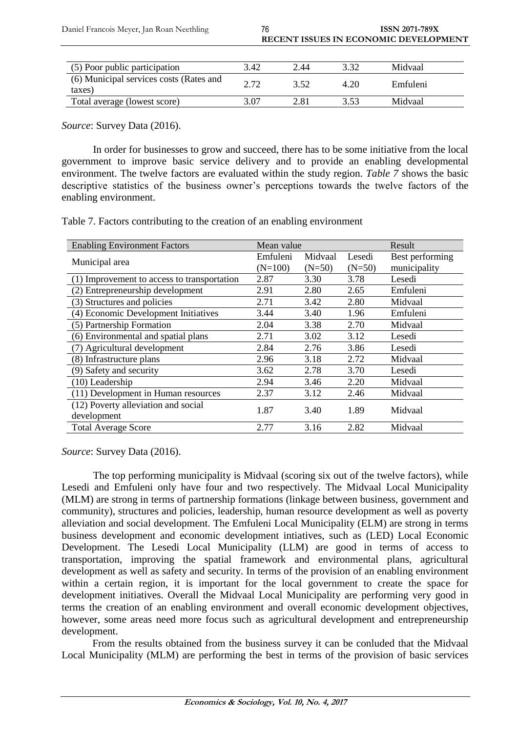| (5) Poor public participation | 3.42 | 2.44 | 3.32 | Midvaal |
|---|---|---|---|---|
| (6) Municipal services costs (Rates and taxes) | 2.72 | 3.52 | 4.20 | Emfuleni |
| Total average (lowest score) | 3.07 | 2.81 | 3.53 | Midvaal |

*Source*: Survey Data (2016).

In order for businesses to grow and succeed, there has to be some initiative from the local government to improve basic service delivery and to provide an enabling developmental environment. The twelve factors are evaluated within the study region. *Table 7* shows the basic descriptive statistics of the business owner's perceptions towards the twelve factors of the enabling environment.

Table 7. Factors contributing to the creation of an enabling environment

| Enabling Environment Factors | Mean value | | | Result |
|---|---|---|---|---|
| Municipal area | Emfuleni (N=100) | Midvaal (N=50) | Lesedi (N=50) | Best performing municipality |
| (1) Improvement to access to transportation | 2.87 | 3.30 | 3.78 | Lesedi |
| (2) Entrepreneurship development | 2.91 | 2.80 | 2.65 | Emfuleni |
| (3) Structures and policies | 2.71 | 3.42 | 2.80 | Midvaal |
| (4) Economic Development Initiatives | 3.44 | 3.40 | 1.96 | Emfuleni |
| (5) Partnership Formation | 2.04 | 3.38 | 2.70 | Midvaal |
| (6) Environmental and spatial plans | 2.71 | 3.02 | 3.12 | Lesedi |
| (7) Agricultural development | 2.84 | 2.76 | 3.86 | Lesedi |
| (8) Infrastructure plans | 2.96 | 3.18 | 2.72 | Midvaal |
| (9) Safety and security | 3.62 | 2.78 | 3.70 | Lesedi |
| (10) Leadership | 2.94 | 3.46 | 2.20 | Midvaal |
| (11) Development in Human resources | 2.37 | 3.12 | 2.46 | Midvaal |
| (12) Poverty alleviation and social development | 1.87 | 3.40 | 1.89 | Midvaal |
| Total Average Score | 2.77 | 3.16 | 2.82 | Midvaal |

*Source*: Survey Data (2016).

The top performing municipality is Midvaal (scoring six out of the twelve factors), while Lesedi and Emfuleni only have four and two respectively. The Midvaal Local Municipality (MLM) are strong in terms of partnership formations (linkage between business, government and community), structures and policies, leadership, human resource development as well as poverty alleviation and social development. The Emfuleni Local Municipality (ELM) are strong in terms business development and economic development intiatives, such as (LED) Local Economic Development. The Lesedi Local Municipality (LLM) are good in terms of access to transportation, improving the spatial framework and environmental plans, agricultural development as well as safety and security. In terms of the provision of an enabling environment within a certain region, it is important for the local government to create the space for development initiatives. Overall the Midvaal Local Municipality are performing very good in terms the creation of an enabling environment and overall economic development objectives, however, some areas need more focus such as agricultural development and entrepreneurship development.

From the results obtained from the business survey it can be conluded that the Midvaal Local Municipality (MLM) are performing the best in terms of the provision of basic services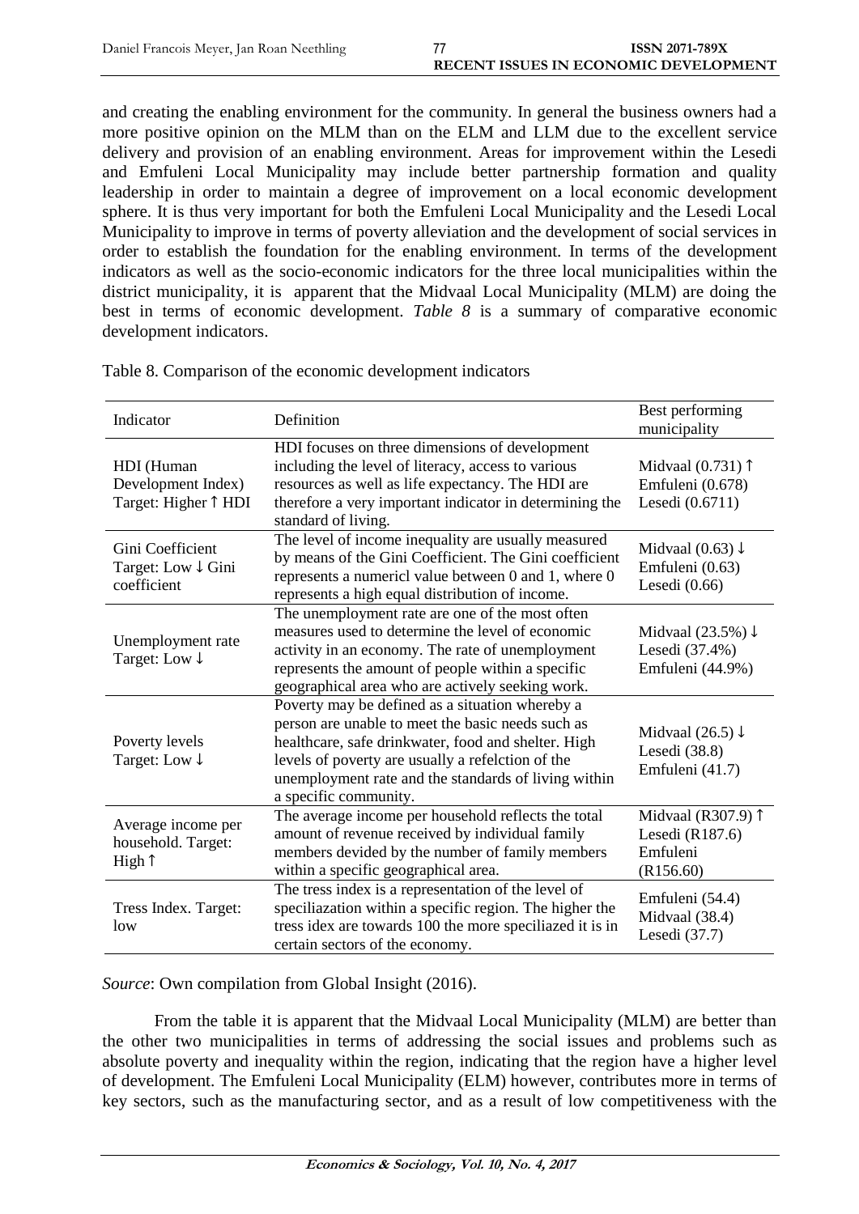and creating the enabling environment for the community. In general the business owners had a more positive opinion on the MLM than on the ELM and LLM due to the excellent service delivery and provision of an enabling environment. Areas for improvement within the Lesedi and Emfuleni Local Municipality may include better partnership formation and quality leadership in order to maintain a degree of improvement on a local economic development sphere. It is thus very important for both the Emfuleni Local Municipality and the Lesedi Local Municipality to improve in terms of poverty alleviation and the development of social services in order to establish the foundation for the enabling environment. In terms of the development indicators as well as the socio-economic indicators for the three local municipalities within the district municipality, it is apparent that the Midvaal Local Municipality (MLM) are doing the best in terms of economic development. *Table 8* is a summary of comparative economic development indicators.

Table 8. Comparison of the economic development indicators

| Indicator | Definition | Best performing municipality |
|---|---|---|
| HDI (Human Development Index) Target: Higher ↑ HDI | HDI focuses on three dimensions of development including the level of literacy, access to various resources as well as life expectancy. The HDI are therefore a very important indicator in determining the standard of living. | Midvaal (0.731) ↑ Emfuleni (0.678) Lesedi (0.6711) |
| Gini Coefficient Target: Low ↓ Gini coefficient | The level of income inequality are usually measured by means of the Gini Coefficient. The Gini coefficient represents a numericl value between 0 and 1, where 0 represents a high equal distribution of income. | Midvaal (0.63) ↓ Emfuleni (0.63) Lesedi (0.66) |
| Unemployment rate Target: Low ↓ | The unemployment rate are one of the most often measures used to determine the level of economic activity in an economy. The rate of unemployment represents the amount of people within a specific geographical area who are actively seeking work. | Midvaal (23.5%) ↓ Lesedi (37.4%) Emfuleni (44.9%) |
| Poverty levels Target: Low ↓ | Poverty may be defined as a situation whereby a person are unable to meet the basic needs such as healthcare, safe drinkwater, food and shelter. High levels of poverty are usually a refelction of the unemployment rate and the standards of living within a specific community. | Midvaal (26.5) ↓ Lesedi (38.8) Emfuleni (41.7) |
| Average income per household. Target: High ↑ | The average income per household reflects the total amount of revenue received by individual family members devided by the number of family members within a specific geographical area. | Midvaal (R307.9) ↑ Lesedi (R187.6) Emfuleni (R156.60) |
| Tress Index. Target: low | The tress index is a representation of the level of speciliazation within a specific region. The higher the tress idex are towards 100 the more speciliazed it is in certain sectors of the economy. | Emfuleni (54.4) Midvaal (38.4) Lesedi (37.7) |

*Source*: Own compilation from Global Insight (2016).

From the table it is apparent that the Midvaal Local Municipality (MLM) are better than the other two municipalities in terms of addressing the social issues and problems such as absolute poverty and inequality within the region, indicating that the region have a higher level of development. The Emfuleni Local Municipality (ELM) however, contributes more in terms of key sectors, such as the manufacturing sector, and as a result of low competitiveness with the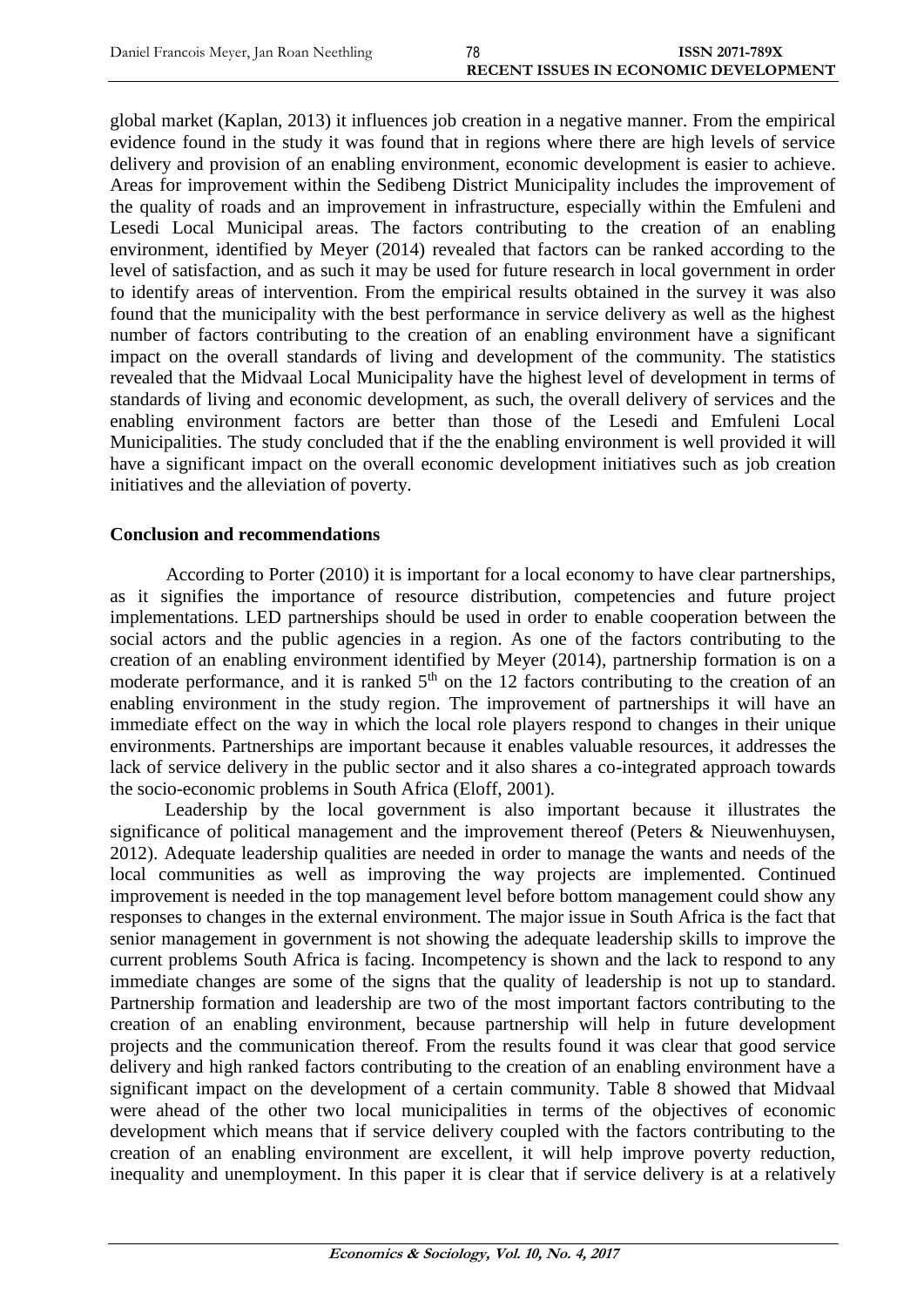global market (Kaplan, 2013) it influences job creation in a negative manner. From the empirical evidence found in the study it was found that in regions where there are high levels of service delivery and provision of an enabling environment, economic development is easier to achieve. Areas for improvement within the Sedibeng District Municipality includes the improvement of the quality of roads and an improvement in infrastructure, especially within the Emfuleni and Lesedi Local Municipal areas. The factors contributing to the creation of an enabling environment, identified by Meyer (2014) revealed that factors can be ranked according to the level of satisfaction, and as such it may be used for future research in local government in order to identify areas of intervention. From the empirical results obtained in the survey it was also found that the municipality with the best performance in service delivery as well as the highest number of factors contributing to the creation of an enabling environment have a significant impact on the overall standards of living and development of the community. The statistics revealed that the Midvaal Local Municipality have the highest level of development in terms of standards of living and economic development, as such, the overall delivery of services and the enabling environment factors are better than those of the Lesedi and Emfuleni Local Municipalities. The study concluded that if the the enabling environment is well provided it will have a significant impact on the overall economic development initiatives such as job creation initiatives and the alleviation of poverty.

## Conclusion and recommendations

According to Porter (2010) it is important for a local economy to have clear partnerships, as it signifies the importance of resource distribution, competencies and future project implementations. LED partnerships should be used in order to enable cooperation between the social actors and the public agencies in a region. As one of the factors contributing to the creation of an enabling environment identified by Meyer (2014), partnership formation is on a moderate performance, and it is ranked 5th on the 12 factors contributing to the creation of an enabling environment in the study region. The improvement of partnerships it will have an immediate effect on the way in which the local role players respond to changes in their unique environments. Partnerships are important because it enables valuable resources, it addresses the lack of service delivery in the public sector and it also shares a co-integrated approach towards the socio-economic problems in South Africa (Eloff, 2001).

Leadership by the local government is also important because it illustrates the significance of political management and the improvement thereof (Peters & Nieuwenhuysen, 2012). Adequate leadership qualities are needed in order to manage the wants and needs of the local communities as well as improving the way projects are implemented. Continued improvement is needed in the top management level before bottom management could show any responses to changes in the external environment. The major issue in South Africa is the fact that senior management in government is not showing the adequate leadership skills to improve the current problems South Africa is facing. Incompetency is shown and the lack to respond to any immediate changes are some of the signs that the quality of leadership is not up to standard. Partnership formation and leadership are two of the most important factors contributing to the creation of an enabling environment, because partnership will help in future development projects and the communication thereof. From the results found it was clear that good service delivery and high ranked factors contributing to the creation of an enabling environment have a significant impact on the development of a certain community. Table 8 showed that Midvaal were ahead of the other two local municipalities in terms of the objectives of economic development which means that if service delivery coupled with the factors contributing to the creation of an enabling environment are excellent, it will help improve poverty reduction, inequality and unemployment. In this paper it is clear that if service delivery is at a relatively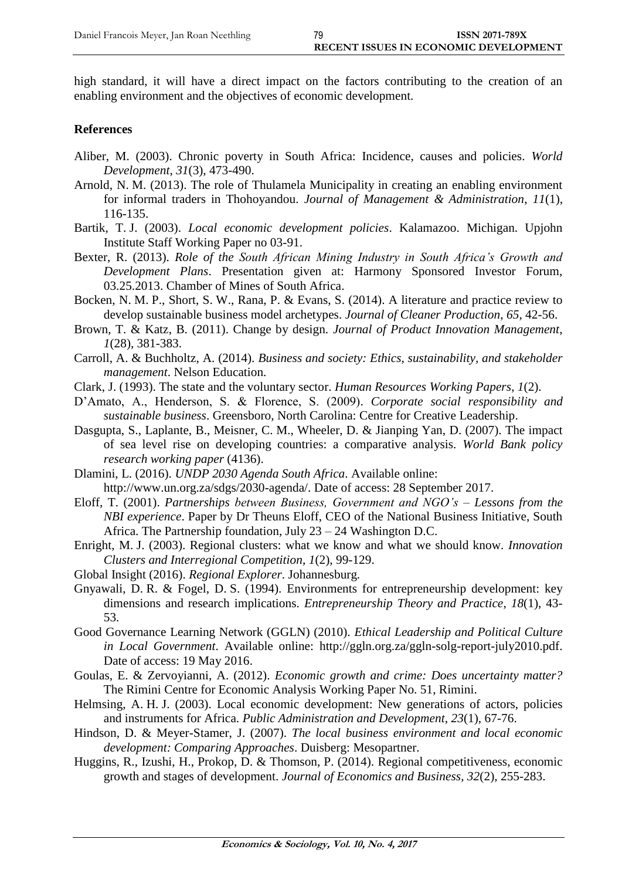high standard, it will have a direct impact on the factors contributing to the creation of an enabling environment and the objectives of economic development.

## References

Aliber, M. (2003). Chronic poverty in South Africa: Incidence, causes and policies. *World Development*, *31*(3), 473-490.

Arnold, N. M. (2013). The role of Thulamela Municipality in creating an enabling environment for informal traders in Thohoyandou. *Journal of Management & Administration*, *11*(1), 116-135.

Bartik, T. J. (2003). *Local economic development policies*. Kalamazoo. Michigan. Upjohn Institute Staff Working Paper no 03-91.

Bexter, R. (2013). *Role of the South African Mining Industry in South Africa's Growth and Development Plans*. Presentation given at: Harmony Sponsored Investor Forum, 03.25.2013. Chamber of Mines of South Africa.

Bocken, N. M. P., Short, S. W., Rana, P. & Evans, S. (2014). A literature and practice review to develop sustainable business model archetypes. *Journal of Cleaner Production*, *65*, 42-56.

Brown, T. & Katz, B. (2011). Change by design. *Journal of Product Innovation Management*, *1*(28), 381-383.

Carroll, A. & Buchholtz, A. (2014). *Business and society: Ethics, sustainability, and stakeholder management*. Nelson Education.

Clark, J. (1993). The state and the voluntary sector. *Human Resources Working Papers*, *1*(2).

D'Amato, A., Henderson, S. & Florence, S. (2009). *Corporate social responsibility and sustainable business*. Greensboro, North Carolina: Centre for Creative Leadership.

Dasgupta, S., Laplante, B., Meisner, C. M., Wheeler, D. & Jianping Yan, D. (2007). The impact of sea level rise on developing countries: a comparative analysis. *World Bank policy research working paper* (4136).

Dlamini, L. (2016). *UNDP 2030 Agenda South Africa*. Available online: http://www.un.org.za/sdgs/2030-agenda/. Date of access: 28 September 2017.

Eloff, T. (2001). *Partnerships between Business, Government and NGO's – Lessons from the NBI experience*. Paper by Dr Theuns Eloff, CEO of the National Business Initiative, South Africa. The Partnership foundation, July 23 – 24 Washington D.C.

Enright, M. J. (2003). Regional clusters: what we know and what we should know. *Innovation Clusters and Interregional Competition*, *1*(2), 99-129.

Global Insight (2016). *Regional Explorer*. Johannesburg.

Gnyawali, D. R. & Fogel, D. S. (1994). Environments for entrepreneurship development: key dimensions and research implications. *Entrepreneurship Theory and Practice*, *18*(1), 43-53.

Good Governance Learning Network (GGLN) (2010). *Ethical Leadership and Political Culture in Local Government*. Available online: http://ggln.org.za/ggln-solg-report-july2010.pdf. Date of access: 19 May 2016.

Goulas, E. & Zervoyianni, A. (2012). *Economic growth and crime: Does uncertainty matter?* The Rimini Centre for Economic Analysis Working Paper No. 51, Rimini.

Helmsing, A. H. J. (2003). Local economic development: New generations of actors, policies and instruments for Africa. *Public Administration and Development*, *23*(1), 67-76.

Hindson, D. & Meyer-Stamer, J. (2007). *The local business environment and local economic development: Comparing Approaches*. Duisberg: Mesopartner.

Huggins, R., Izushi, H., Prokop, D. & Thomson, P. (2014). Regional competitiveness, economic growth and stages of development. *Journal of Economics and Business*, *32*(2), 255-283.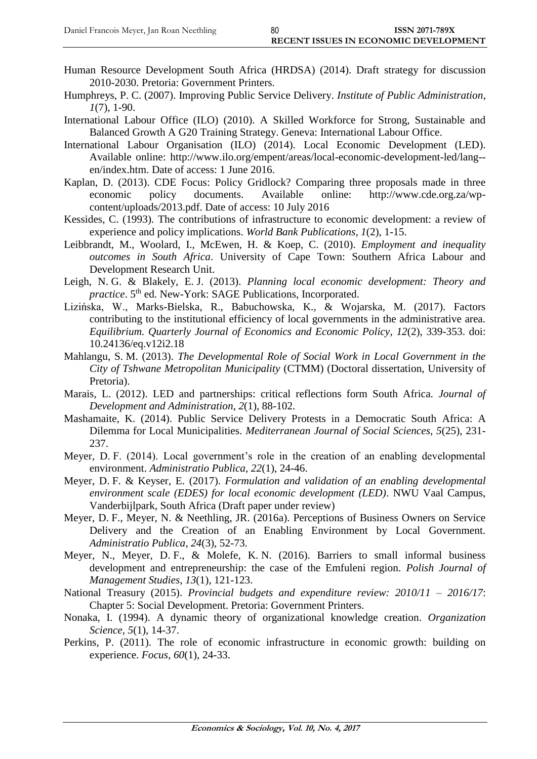Human Resource Development South Africa (HRDSA) (2014). Draft strategy for discussion 2010-2030. Pretoria: Government Printers.

Humphreys, P. C. (2007). Improving Public Service Delivery. *Institute of Public Administration*, *1*(7), 1-90.

International Labour Office (ILO) (2010). A Skilled Workforce for Strong, Sustainable and Balanced Growth A G20 Training Strategy. Geneva: International Labour Office.

International Labour Organisation (ILO) (2014). Local Economic Development (LED). Available online: http://www.ilo.org/empent/areas/local-economic-development-led/lang--en/index.htm. Date of access: 1 June 2016.

Kaplan, D. (2013). CDE Focus: Policy Gridlock? Comparing three proposals made in three economic policy documents. Available online: http://www.cde.org.za/wp-content/uploads/2013.pdf. Date of access: 10 July 2016

Kessides, C. (1993). The contributions of infrastructure to economic development: a review of experience and policy implications. *World Bank Publications*, *1*(2), 1-15.

Leibbrandt, M., Woolard, I., McEwen, H. & Koep, C. (2010). *Employment and inequality outcomes in South Africa*. University of Cape Town: Southern Africa Labour and Development Research Unit.

Leigh, N. G. & Blakely, E. J. (2013). *Planning local economic development: Theory and practice*. 5th ed. New-York: SAGE Publications, Incorporated.

Lizińska, W., Marks-Bielska, R., Babuchowska, K., & Wojarska, M. (2017). Factors contributing to the institutional efficiency of local governments in the administrative area. *Equilibrium. Quarterly Journal of Economics and Economic Policy*, *12*(2), 339-353. doi: 10.24136/eq.v12i2.18

Mahlangu, S. M. (2013). *The Developmental Role of Social Work in Local Government in the City of Tshwane Metropolitan Municipality* (CTMM) (Doctoral dissertation, University of Pretoria).

Marais, L. (2012). LED and partnerships: critical reflections form South Africa. *Journal of Development and Administration*, *2*(1), 88-102.

Mashamaite, K. (2014). Public Service Delivery Protests in a Democratic South Africa: A Dilemma for Local Municipalities. *Mediterranean Journal of Social Sciences*, *5*(25), 231-237.

Meyer, D. F. (2014). Local government's role in the creation of an enabling developmental environment. *Administratio Publica*, *22*(1), 24-46.

Meyer, D. F. & Keyser, E. (2017). *Formulation and validation of an enabling developmental environment scale (EDES) for local economic development (LED)*. NWU Vaal Campus, Vanderbijlpark, South Africa (Draft paper under review)

Meyer, D. F., Meyer, N. & Neethling, JR. (2016a). Perceptions of Business Owners on Service Delivery and the Creation of an Enabling Environment by Local Government. *Administratio Publica*, *24*(3), 52-73.

Meyer, N., Meyer, D. F., & Molefe, K. N. (2016). Barriers to small informal business development and entrepreneurship: the case of the Emfuleni region. *Polish Journal of Management Studies*, *13*(1), 121-123.

National Treasury (2015). *Provincial budgets and expenditure review: 2010/11 – 2016/17*: Chapter 5: Social Development. Pretoria: Government Printers.

Nonaka, I. (1994). A dynamic theory of organizational knowledge creation. *Organization Science*, *5*(1), 14-37.

Perkins, P. (2011). The role of economic infrastructure in economic growth: building on experience. *Focus*, *60*(1), 24-33.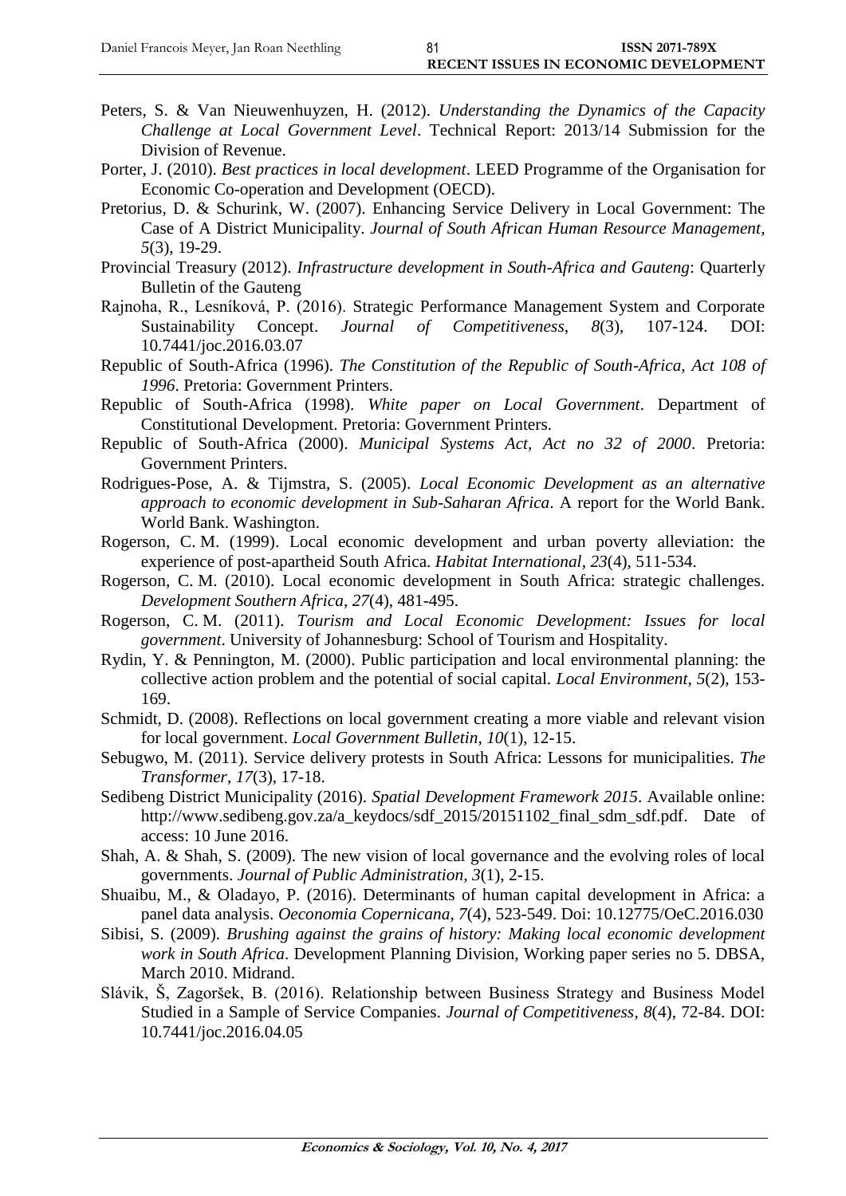Peters, S. & Van Nieuwenhuyzen, H. (2012). *Understanding the Dynamics of the Capacity Challenge at Local Government Level*. Technical Report: 2013/14 Submission for the Division of Revenue.

Porter, J. (2010). *Best practices in local development*. LEED Programme of the Organisation for Economic Co-operation and Development (OECD).

Pretorius, D. & Schurink, W. (2007). Enhancing Service Delivery in Local Government: The Case of A District Municipality. *Journal of South African Human Resource Management*, *5*(3), 19-29.

Provincial Treasury (2012). *Infrastructure development in South-Africa and Gauteng*: Quarterly Bulletin of the Gauteng

Rajnoha, R., Lesníková, P. (2016). Strategic Performance Management System and Corporate Sustainability Concept. *Journal of Competitiveness*, *8*(3), 107-124. DOI: 10.7441/joc.2016.03.07

Republic of South-Africa (1996). *The Constitution of the Republic of South-Africa, Act 108 of 1996*. Pretoria: Government Printers.

Republic of South-Africa (1998). *White paper on Local Government*. Department of Constitutional Development. Pretoria: Government Printers.

Republic of South-Africa (2000). *Municipal Systems Act, Act no 32 of 2000*. Pretoria: Government Printers.

Rodrigues-Pose, A. & Tijmstra, S. (2005). *Local Economic Development as an alternative approach to economic development in Sub-Saharan Africa*. A report for the World Bank. World Bank. Washington.

Rogerson, C. M. (1999). Local economic development and urban poverty alleviation: the experience of post-apartheid South Africa. *Habitat International*, *23*(4), 511-534.

Rogerson, C. M. (2010). Local economic development in South Africa: strategic challenges. *Development Southern Africa*, *27*(4), 481-495.

Rogerson, C. M. (2011). *Tourism and Local Economic Development: Issues for local government*. University of Johannesburg: School of Tourism and Hospitality.

Rydin, Y. & Pennington, M. (2000). Public participation and local environmental planning: the collective action problem and the potential of social capital. *Local Environment*, *5*(2), 153-169.

Schmidt, D. (2008). Reflections on local government creating a more viable and relevant vision for local government. *Local Government Bulletin*, *10*(1), 12-15.

Sebugwo, M. (2011). Service delivery protests in South Africa: Lessons for municipalities. *The Transformer*, *17*(3), 17-18.

Sedibeng District Municipality (2016). *Spatial Development Framework 2015*. Available online: http://www.sedibeng.gov.za/a_keydocs/sdf_2015/20151102_final_sdm_sdf.pdf. Date of access: 10 June 2016.

Shah, A. & Shah, S. (2009). The new vision of local governance and the evolving roles of local governments. *Journal of Public Administration*, *3*(1), 2-15.

Shuaibu, M., & Oladayo, P. (2016). Determinants of human capital development in Africa: a panel data analysis. *Oeconomia Copernicana*, *7*(4), 523-549. Doi: 10.12775/OeC.2016.030

Sibisi, S. (2009). *Brushing against the grains of history: Making local economic development work in South Africa*. Development Planning Division, Working paper series no 5. DBSA, March 2010. Midrand.

Slávik, Š, Zagoršek, B. (2016). Relationship between Business Strategy and Business Model Studied in a Sample of Service Companies. *Journal of Competitiveness*, *8*(4), 72-84. DOI: 10.7441/joc.2016.04.05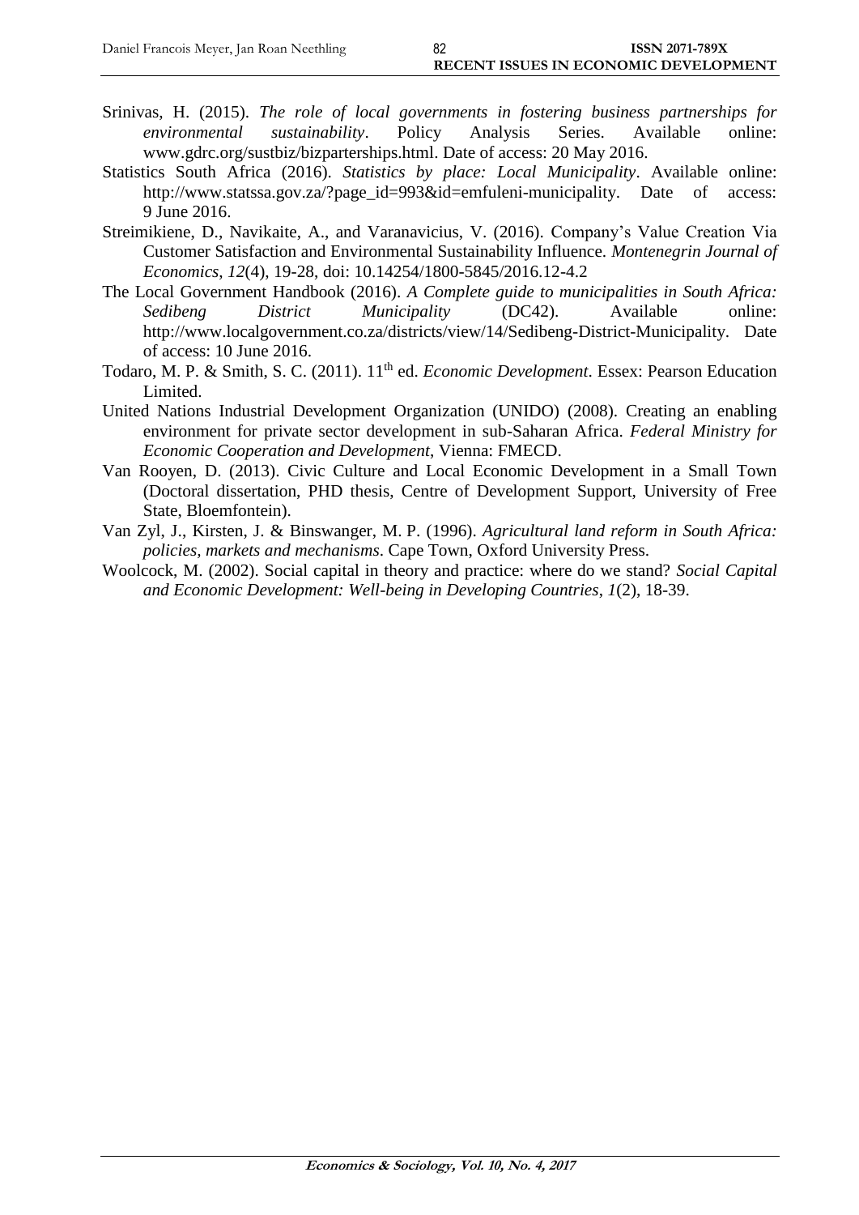Srinivas, H. (2015). *The role of local governments in fostering business partnerships for environmental sustainability*. Policy Analysis Series. Available online: www.gdrc.org/sustbiz/bizparterships.html. Date of access: 20 May 2016.

Statistics South Africa (2016). *Statistics by place: Local Municipality*. Available online: http://www.statssa.gov.za/?page_id=993&id=emfuleni-municipality. Date of access: 9 June 2016.

Streimikiene, D., Navikaite, A., and Varanavicius, V. (2016). Company's Value Creation Via Customer Satisfaction and Environmental Sustainability Influence. *Montenegrin Journal of Economics*, *12*(4), 19-28, doi: 10.14254/1800-5845/2016.12-4.2

The Local Government Handbook (2016). *A Complete guide to municipalities in South Africa: Sedibeng District Municipality* (DC42). Available online: http://www.localgovernment.co.za/districts/view/14/Sedibeng-District-Municipality. Date of access: 10 June 2016.

Todaro, M. P. & Smith, S. C. (2011). 11th ed. *Economic Development*. Essex: Pearson Education Limited.

United Nations Industrial Development Organization (UNIDO) (2008). Creating an enabling environment for private sector development in sub-Saharan Africa. *Federal Ministry for Economic Cooperation and Development*, Vienna: FMECD.

Van Rooyen, D. (2013). Civic Culture and Local Economic Development in a Small Town (Doctoral dissertation, PHD thesis, Centre of Development Support, University of Free State, Bloemfontein).

Van Zyl, J., Kirsten, J. & Binswanger, M. P. (1996). *Agricultural land reform in South Africa: policies, markets and mechanisms*. Cape Town, Oxford University Press.

Woolcock, M. (2002). Social capital in theory and practice: where do we stand? *Social Capital and Economic Development: Well-being in Developing Countries*, *1*(2), 18-39.